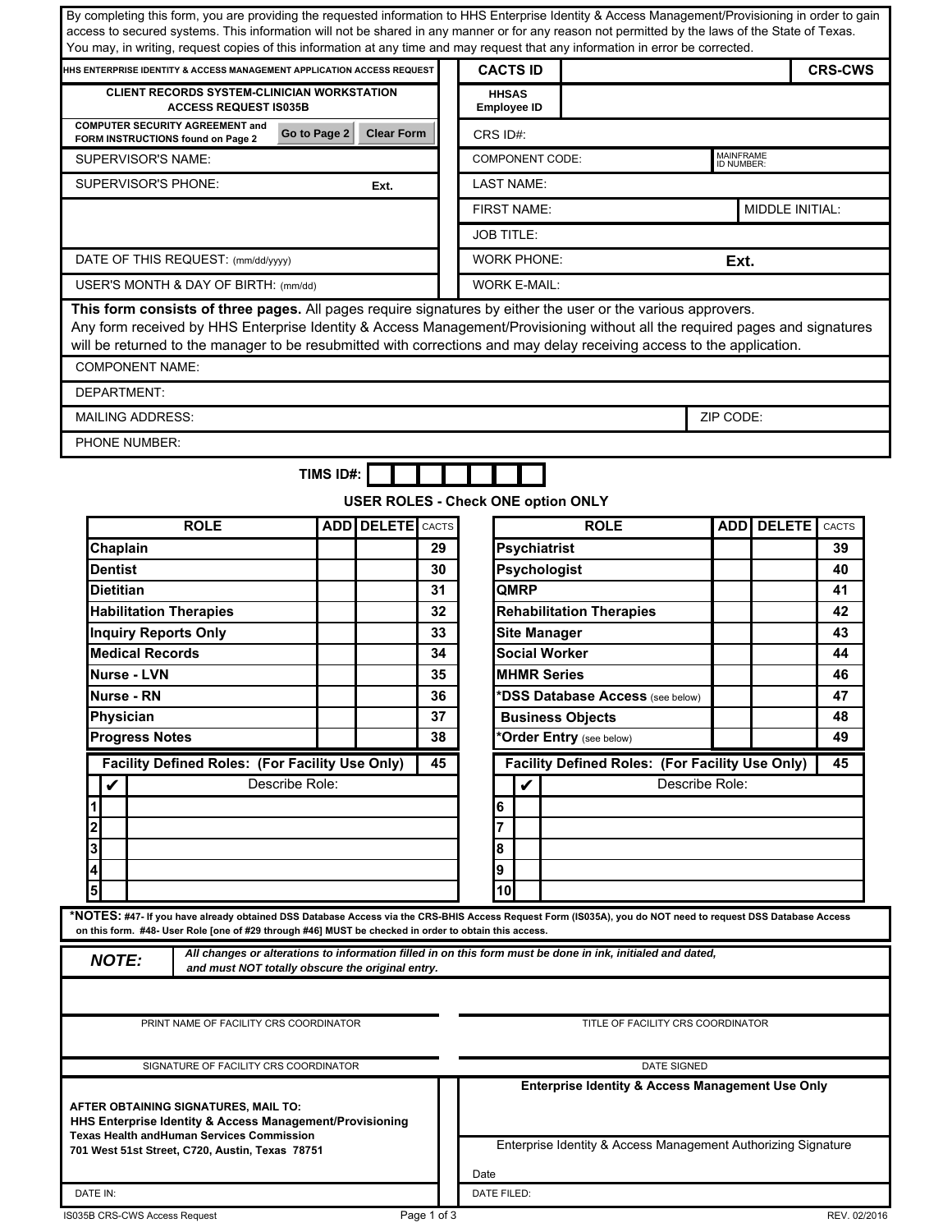By completing this form, you are providing the requested information to HHS Enterprise Identity & Access Management/Provisioning in order to gain access to secured systems. This information will not be shared in any manner or for any reason not permitted by the laws of the State of Texas. You may, in writing, request copies of this information at any time and may request that any information in error be corrected.

**HHS ENTERPRISE IDENTITY & ACCESS MANAGEMENT APPLICATION ACCESS REQUEST**

**CLIENT RECORDS SYSTEM-CLINICIAN WORKSTATION ACCESS REQUEST IS035B**

**COMPUTER SECURITY AGREEMENT and FORM INSTRUCTIONS found on Page 2** — Go to Page 2 | Clear Form

| | |
|---|---|
| **CACTS ID** | **CRS-CWS** |
| **HHSAS Employee ID** | |
| CRS ID#: | |
| COMPONENT CODE: | MAINFRAME ID NUMBER: |
| LAST NAME: | |
| FIRST NAME: | MIDDLE INITIAL: |
| JOB TITLE: | |
| WORK PHONE: | Ext. |
| WORK E-MAIL: | |

SUPERVISOR'S NAME:

SUPERVISOR'S PHONE: Ext.

DATE OF THIS REQUEST: (mm/dd/yyyy)

USER'S MONTH & DAY OF BIRTH: (mm/dd)

**This form consists of three pages.** All pages require signatures by either the user or the various approvers. Any form received by HHS Enterprise Identity & Access Management/Provisioning without all the required pages and signatures will be returned to the manager to be resubmitted with corrections and may delay receiving access to the application.

COMPONENT NAME:

DEPARTMENT:

MAILING ADDRESS: ZIP CODE:

PHONE NUMBER:

**TIMS ID#:**

**USER ROLES - Check ONE option ONLY**

| ROLE | ADD | DELETE | CACTS | ROLE | ADD | DELETE | CACTS |
|---|---|---|---|---|---|---|---|
| **Chaplain** | | | 29 | **Psychiatrist** | | | 39 |
| **Dentist** | | | 30 | **Psychologist** | | | 40 |
| **Dietitian** | | | 31 | **QMRP** | | | 41 |
| **Habilitation Therapies** | | | 32 | **Rehabilitation Therapies** | | | 42 |
| **Inquiry Reports Only** | | | 33 | **Site Manager** | | | 43 |
| **Medical Records** | | | 34 | **Social Worker** | | | 44 |
| **Nurse - LVN** | | | 35 | **MHMR Series** | | | 46 |
| **Nurse - RN** | | | 36 | ***DSS Database Access** (see below) | | | 47 |
| **Physician** | | | 37 | **Business Objects** | | | 48 |
| **Progress Notes** | | | 38 | ***Order Entry** (see below) | | | 49 |

| # | ✔ | **Facility Defined Roles: (For Facility Use Only)** — 45 — Describe Role: | # | ✔ | **Facility Defined Roles: (For Facility Use Only)** — 45 — Describe Role: |
|---|---|---|---|---|---|
| 1 | | | 6 | | |
| 2 | | | 7 | | |
| 3 | | | 8 | | |
| 4 | | | 9 | | |
| 5 | | | 10 | | |

***NOTES:** #47- If you have already obtained DSS Database Access via the CRS-BHIS Access Request Form (IS035A), you do NOT need to request DSS Database Access on this form. #48- User Role [one of #29 through #46] MUST be checked in order to obtain this access.

***NOTE:*** *All changes or alterations to information filled in on this form must be done in ink, initialed and dated, and must NOT totally obscure the original entry.*

| | |
|---|---|
| PRINT NAME OF FACILITY CRS COORDINATOR | TITLE OF FACILITY CRS COORDINATOR |
| SIGNATURE OF FACILITY CRS COORDINATOR | DATE SIGNED |

**AFTER OBTAINING SIGNATURES, MAIL TO:**
**HHS Enterprise Identity & Access Management/Provisioning**
**Texas Health andHuman Services Commission**
**701 West 51st Street, C720, Austin, Texas 78751**

**Enterprise Identity & Access Management Use Only**

Enterprise Identity & Access Management Authorizing Signature

Date

DATE IN: DATE FILED:

IS035B CRS-CWS Access Request REV. 02/2016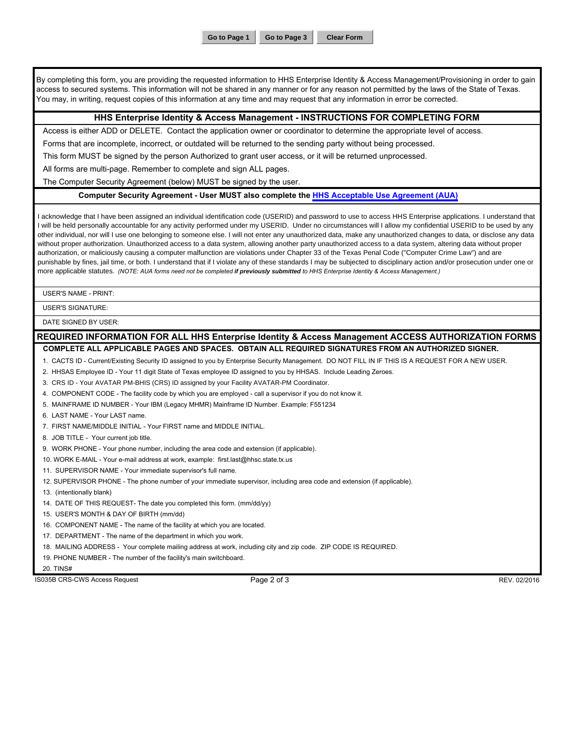Go to Page 1 | Go to Page 3 | Clear Form

By completing this form, you are providing the requested information to HHS Enterprise Identity & Access Management/Provisioning in order to gain access to secured systems. This information will not be shared in any manner or for any reason not permitted by the laws of the State of Texas. You may, in writing, request copies of this information at any time and may request that any information in error be corrected.

## HHS Enterprise Identity & Access Management - INSTRUCTIONS FOR COMPLETING FORM

Access is either ADD or DELETE. Contact the application owner or coordinator to determine the appropriate level of access.

Forms that are incomplete, incorrect, or outdated will be returned to the sending party without being processed.

This form MUST be signed by the person Authorized to grant user access, or it will be returned unprocessed.

All forms are multi-page. Remember to complete and sign ALL pages.

The Computer Security Agreement (below) MUST be signed by the user.

### Computer Security Agreement - User MUST also complete the HHS Acceptable Use Agreement (AUA)

I acknowledge that I have been assigned an individual identification code (USERID) and password to use to access HHS Enterprise applications. I understand that I will be held personally accountable for any activity performed under my USERID. Under no circumstances will I allow my confidential USERID to be used by any other individual, nor will I use one belonging to someone else. I will not enter any unauthorized data, make any unauthorized changes to data, or disclose any data without proper authorization. Unauthorized access to a data system, allowing another party unauthorized access to a data system, altering data without proper authorization, or maliciously causing a computer malfunction are violations under Chapter 33 of the Texas Penal Code ("Computer Crime Law") and are punishable by fines, jail time, or both. I understand that if I violate any of these standards I may be subjected to disciplinary action and/or prosecution under one or more applicable statutes. *(NOTE: AUA forms need not be completed **if previously submitted** to HHS Enterprise Identity & Access Management.)*

USER'S NAME - PRINT:

USER'S SIGNATURE:

DATE SIGNED BY USER:

## REQUIRED INFORMATION FOR ALL HHS Enterprise Identity & Access Management ACCESS AUTHORIZATION FORMS

**COMPLETE ALL APPLICABLE PAGES AND SPACES. OBTAIN ALL REQUIRED SIGNATURES FROM AN AUTHORIZED SIGNER.**

1. CACTS ID - Current/Existing Security ID assigned to you by Enterprise Security Management. DO NOT FILL IN IF THIS IS A REQUEST FOR A NEW USER.
2. HHSAS Employee ID - Your 11 digit State of Texas employee ID assigned to you by HHSAS. Include Leading Zeroes.
3. CRS ID - Your AVATAR PM-BHIS (CRS) ID assigned by your Facility AVATAR-PM Coordinator.
4. COMPONENT CODE - The facility code by which you are employed - call a supervisor if you do not know it.
5. MAINFRAME ID NUMBER - Your IBM (Legacy MHMR) Mainframe ID Number. Example: F551234
6. LAST NAME - Your LAST name.
7. FIRST NAME/MIDDLE INITIAL - Your FIRST name and MIDDLE INITIAL.
8. JOB TITLE - Your current job title.
9. WORK PHONE - Your phone number, including the area code and extension (if applicable).
10. WORK E-MAIL - Your e-mail address at work, example: first.last@hhsc.state.tx.us
11. SUPERVISOR NAME - Your immediate supervisor's full name.
12. SUPERVISOR PHONE - The phone number of your immediate supervisor, including area code and extension (if applicable).
13. (intentionally blank)
14. DATE OF THIS REQUEST- The date you completed this form. (mm/dd/yy)
15. USER'S MONTH & DAY OF BIRTH (mm/dd)
16. COMPONENT NAME - The name of the facility at which you are located.
17. DEPARTMENT - The name of the department in which you work.
18. MAILING ADDRESS - Your complete mailing address at work, including city and zip code. ZIP CODE IS REQUIRED.
19. PHONE NUMBER - The number of the facility's main switchboard.
20. TINS#

IS035B CRS-CWS Access Request — REV. 02/2016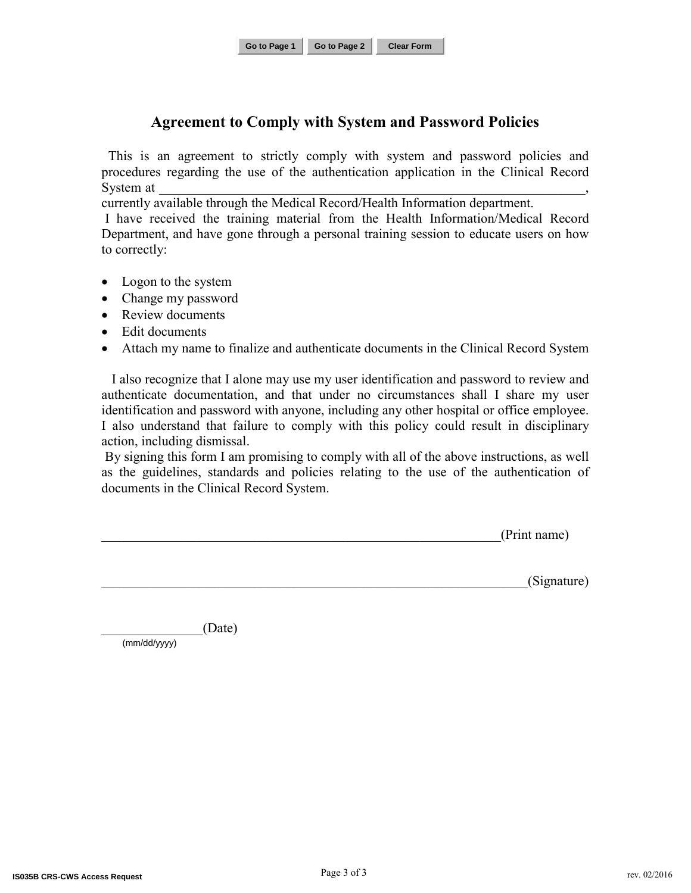# Agreement to Comply with System and Password Policies

This is an agreement to strictly comply with system and password policies and procedures regarding the use of the authentication application in the Clinical Record System at ____________________________________________________________________,
currently available through the Medical Record/Health Information department.

I have received the training material from the Health Information/Medical Record Department, and have gone through a personal training session to educate users on how to correctly:

- Logon to the system
- Change my password
- Review documents
- Edit documents
- Attach my name to finalize and authenticate documents in the Clinical Record System

I also recognize that I alone may use my user identification and password to review and authenticate documentation, and that under no circumstances shall I share my user identification and password with anyone, including any other hospital or office employee. I also understand that failure to comply with this policy could result in disciplinary action, including dismissal.

By signing this form I am promising to comply with all of the above instructions, as well as the guidelines, standards and policies relating to the use of the authentication of documents in the Clinical Record System.

________________________________________________________________(Print name)

____________________________________________________________________(Signature)

_______________(Date)
(mm/dd/yyyy)

IS035B CRS-CWS Access Request

rev. 02/2016